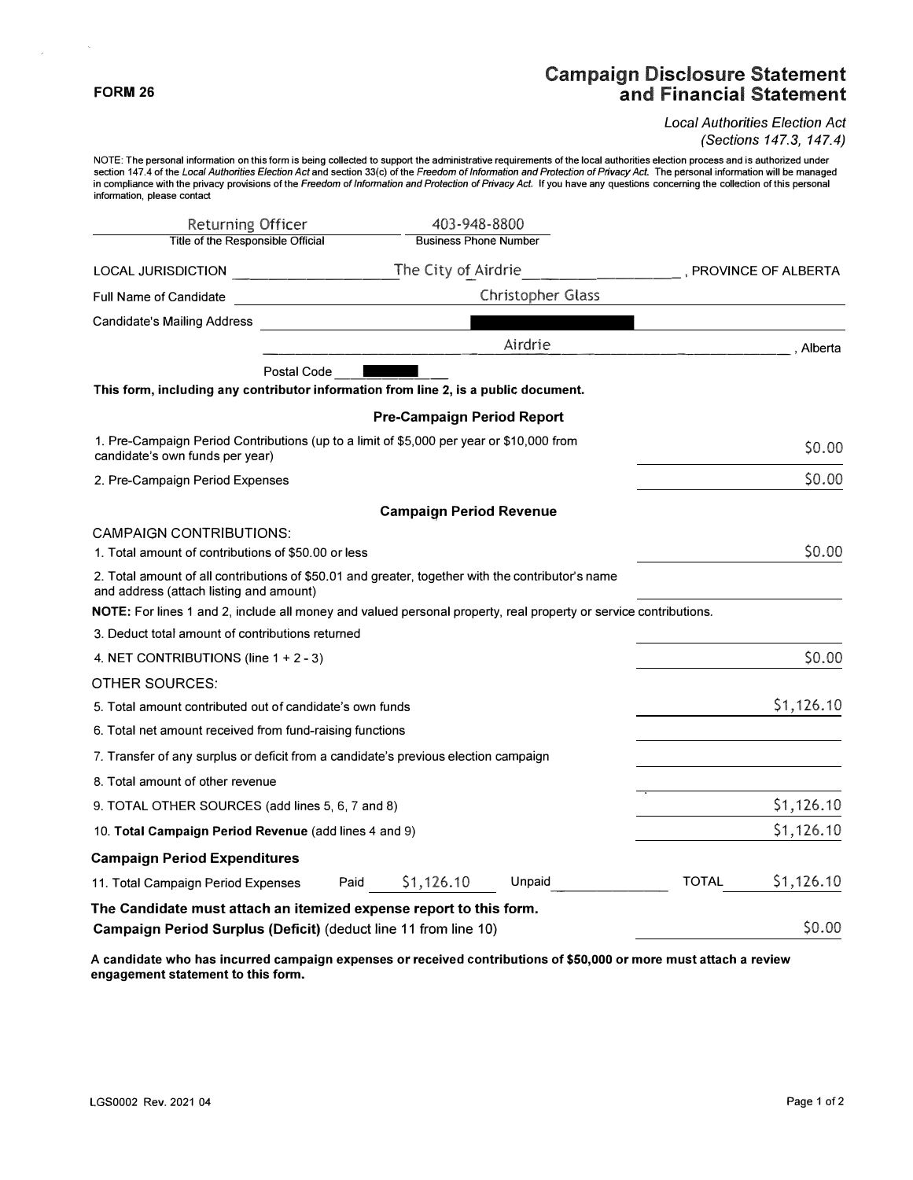**FORM 26**

# Campaign Disclosure Statement and Financial Statement

*Local Authorities Election Act (Sections 147.3, 147.4)*

NOTE: The personal information on this form is being collected to support the administrative requirements of the local authorities election process and is authorized under section 147.4 of the *Local Authorities Election Act* and section 33(c) of the *Freedom of Information and Protection of Privacy Act*. The personal information will be managed in compliance with the privacy provisions of the *Freedom of Information and Protection of Privacy Act*. If you have any questions concerning the collection of this personal information, please contact

| Returning Officer | 403-948-8800 |
|---|---|
| Title of the Responsible Official | Business Phone Number |

LOCAL JURISDICTION The City of Airdrie, PROVINCE OF ALBERTA

Full Name of Candidate: Christopher Glass

Candidate's Mailing Address: [redacted]

Airdrie, Alberta

Postal Code [redacted]

**This form, including any contributor information from line 2, is a public document.**

## Pre-Campaign Period Report

| | |
|---|---|
| 1. Pre-Campaign Period Contributions (up to a limit of $5,000 per year or $10,000 from candidate's own funds per year) | $0.00 |
| 2. Pre-Campaign Period Expenses | $0.00 |

## Campaign Period Revenue

CAMPAIGN CONTRIBUTIONS:

| | |
|---|---|
| 1. Total amount of contributions of $50.00 or less | $0.00 |
| 2. Total amount of all contributions of $50.01 and greater, together with the contributor's name and address (attach listing and amount) | |

**NOTE:** For lines 1 and 2, include all money and valued personal property, real property or service contributions.

| | |
|---|---|
| 3. Deduct total amount of contributions returned | |
| 4. NET CONTRIBUTIONS (line 1 + 2 - 3) | $0.00 |

OTHER SOURCES:

| | |
|---|---|
| 5. Total amount contributed out of candidate's own funds | $1,126.10 |
| 6. Total net amount received from fund-raising functions | |
| 7. Transfer of any surplus or deficit from a candidate's previous election campaign | |
| 8. Total amount of other revenue | |
| 9. TOTAL OTHER SOURCES (add lines 5, 6, 7 and 8) | $1,126.10 |
| 10. **Total Campaign Period Revenue** (add lines 4 and 9) | $1,126.10 |

### Campaign Period Expenditures

| | Paid | Unpaid | TOTAL |
|---|---|---|---|
| 11. Total Campaign Period Expenses | $1,126.10 | | $1,126.10 |

**The Candidate must attach an itemized expense report to this form.**

**Campaign Period Surplus (Deficit)** (deduct line 11 from line 10) $0.00

**A candidate who has incurred campaign expenses or received contributions of $50,000 or more must attach a review engagement statement to this form.**

LGS0002 Rev. 2021 04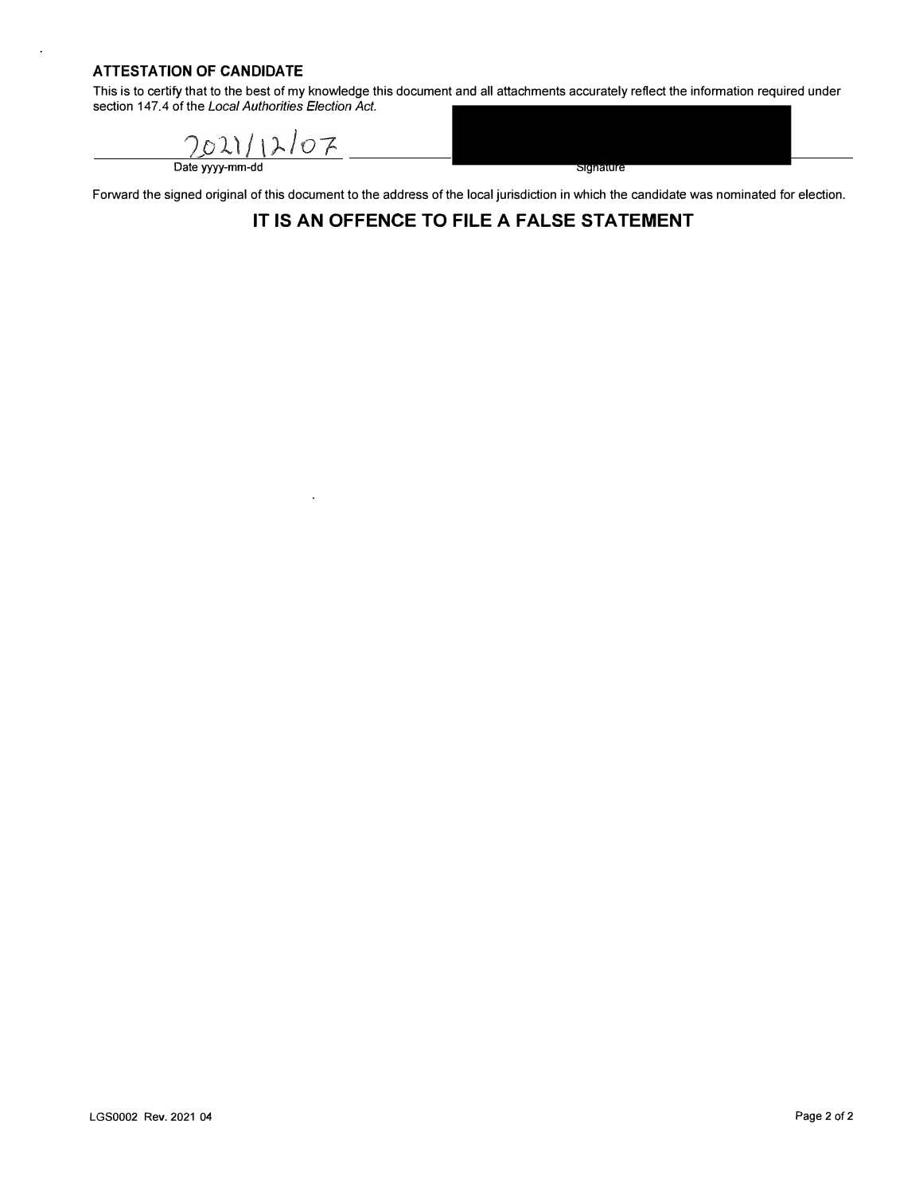### ATTESTATION OF CANDIDATE

This is to certify that to the best of my knowledge this document and all attachments accurately reflect the information required under section 147.4 of the *Local Authorities Election Act*.

2021/12/07

Date yyyy-mm-dd

Signature

Forward the signed original of this document to the address of the local jurisdiction in which the candidate was nominated for election.

## IT IS AN OFFENCE TO FILE A FALSE STATEMENT

LGS0002 Rev. 2021 04